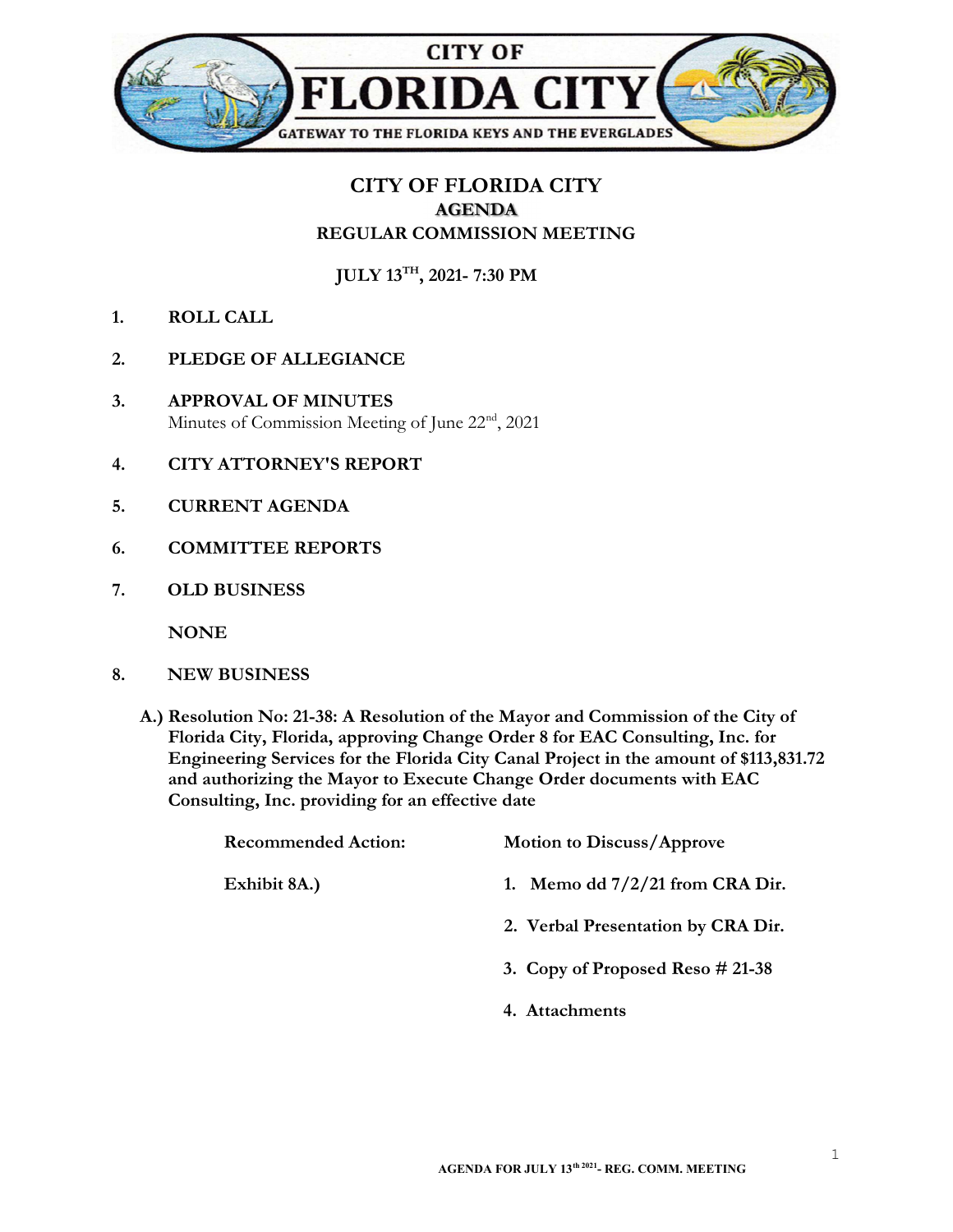CITY OF
# FLORIDA CITY
GATEWAY TO THE FLORIDA KEYS AND THE EVERGLADES

## CITY OF FLORIDA CITY
### AGENDA
### REGULAR COMMISSION MEETING

**JULY 13TH, 2021- 7:30 PM**

1. **ROLL CALL**

2. **PLEDGE OF ALLEGIANCE**

3. **APPROVAL OF MINUTES**
   Minutes of Commission Meeting of June 22nd, 2021

4. **CITY ATTORNEY'S REPORT**

5. **CURRENT AGENDA**

6. **COMMITTEE REPORTS**

7. **OLD BUSINESS**

   **NONE**

8. **NEW BUSINESS**

   **A.) Resolution No: 21-38: A Resolution of the Mayor and Commission of the City of Florida City, Florida, approving Change Order 8 for EAC Consulting, Inc. for Engineering Services for the Florida City Canal Project in the amount of $113,831.72 and authorizing the Mayor to Execute Change Order documents with EAC Consulting, Inc. providing for an effective date**

   **Recommended Action:** **Motion to Discuss/Approve**

   **Exhibit 8A.)**
   1. **Memo dd 7/2/21 from CRA Dir.**
   2. **Verbal Presentation by CRA Dir.**
   3. **Copy of Proposed Reso # 21-38**
   4. **Attachments**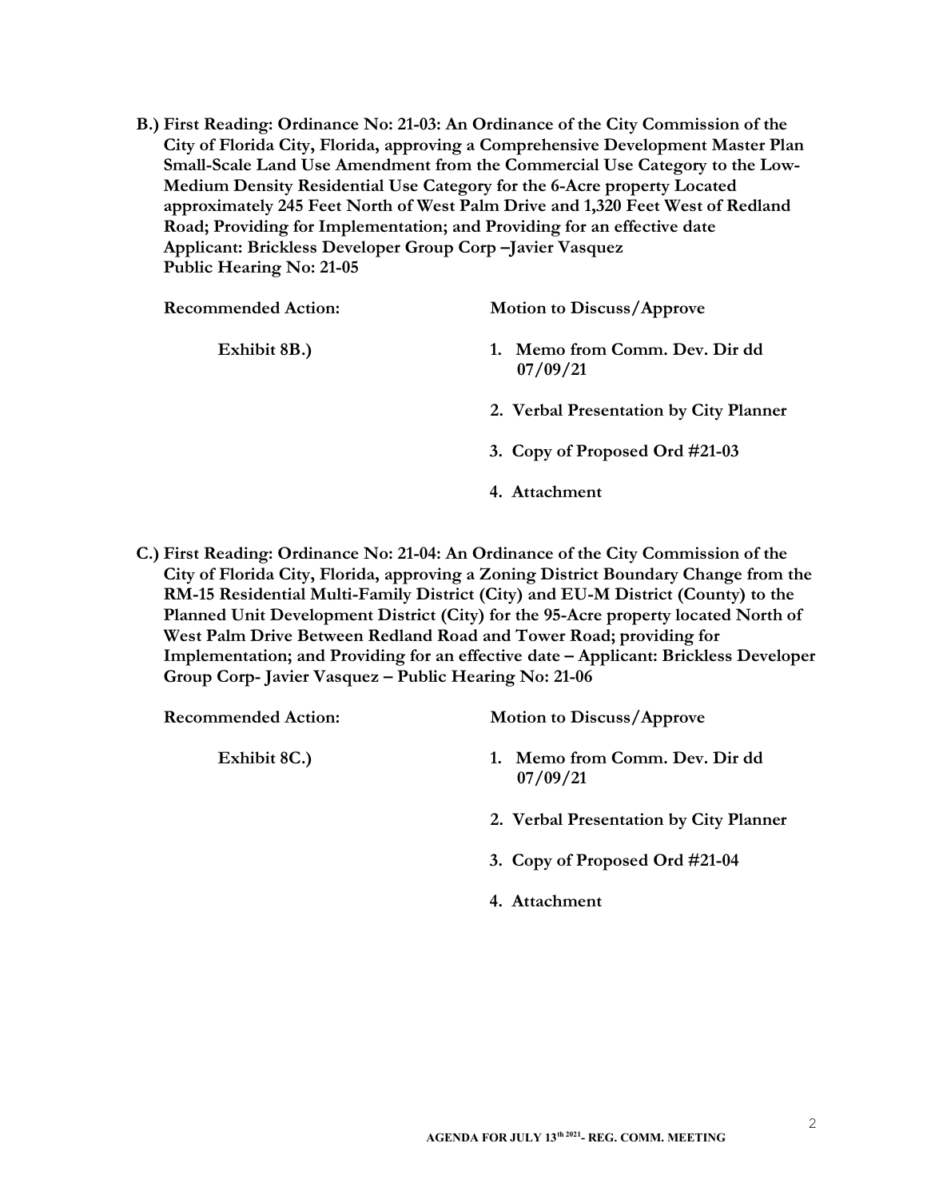**B.) First Reading: Ordinance No: 21-03: An Ordinance of the City Commission of the City of Florida City, Florida, approving a Comprehensive Development Master Plan Small-Scale Land Use Amendment from the Commercial Use Category to the Low-Medium Density Residential Use Category for the 6-Acre property Located approximately 245 Feet North of West Palm Drive and 1,320 Feet West of Redland Road; Providing for Implementation; and Providing for an effective date**
**Applicant: Brickless Developer Group Corp –Javier Vasquez**
**Public Hearing No: 21-05**

**Recommended Action:** **Motion to Discuss/Approve**

**Exhibit 8B.)**

1. **Memo from Comm. Dev. Dir dd 07/09/21**
2. **Verbal Presentation by City Planner**
3. **Copy of Proposed Ord #21-03**
4. **Attachment**

**C.) First Reading: Ordinance No: 21-04: An Ordinance of the City Commission of the City of Florida City, Florida, approving a Zoning District Boundary Change from the RM-15 Residential Multi-Family District (City) and EU-M District (County) to the Planned Unit Development District (City) for the 95-Acre property located North of West Palm Drive Between Redland Road and Tower Road; providing for Implementation; and Providing for an effective date – Applicant: Brickless Developer Group Corp- Javier Vasquez – Public Hearing No: 21-06**

**Recommended Action:** **Motion to Discuss/Approve**

**Exhibit 8C.)**

1. **Memo from Comm. Dev. Dir dd 07/09/21**
2. **Verbal Presentation by City Planner**
3. **Copy of Proposed Ord #21-04**
4. **Attachment**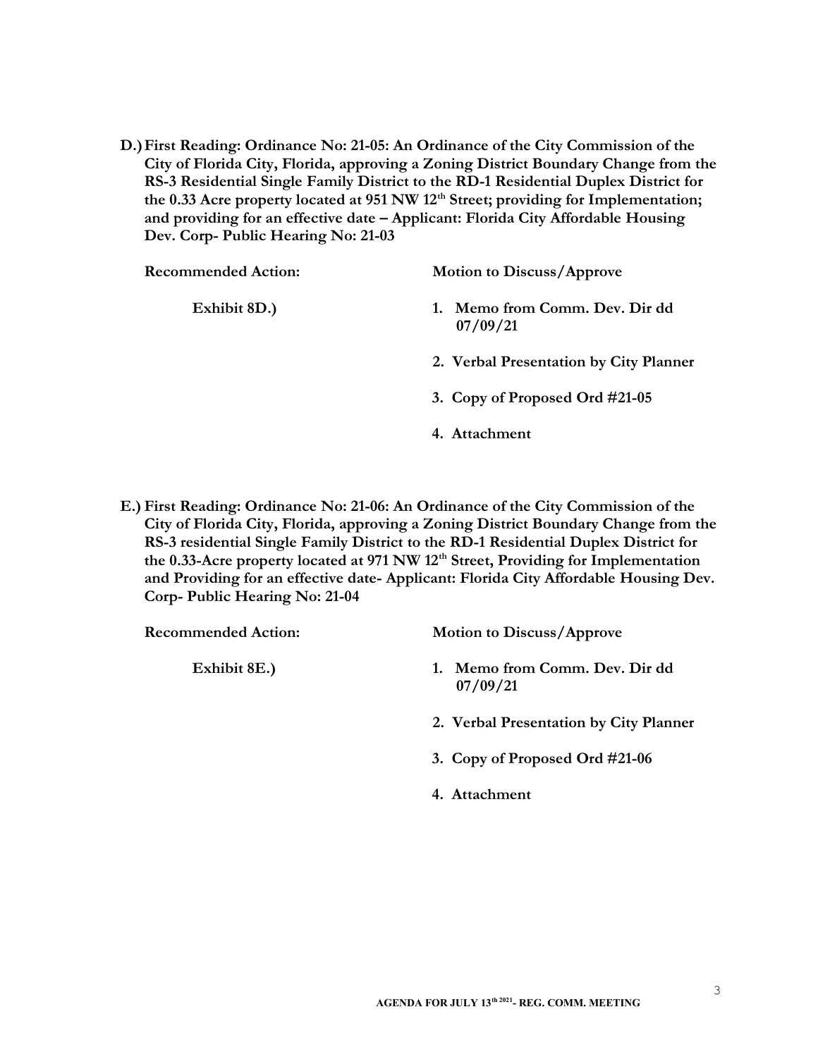**D.) First Reading: Ordinance No: 21-05: An Ordinance of the City Commission of the City of Florida City, Florida, approving a Zoning District Boundary Change from the RS-3 Residential Single Family District to the RD-1 Residential Duplex District for the 0.33 Acre property located at 951 NW 12th Street; providing for Implementation; and providing for an effective date – Applicant: Florida City Affordable Housing Dev. Corp- Public Hearing No: 21-03**

**Recommended Action:** **Motion to Discuss/Approve**

**Exhibit 8D.)**

1. **Memo from Comm. Dev. Dir dd 07/09/21**
2. **Verbal Presentation by City Planner**
3. **Copy of Proposed Ord #21-05**
4. **Attachment**

**E.) First Reading: Ordinance No: 21-06: An Ordinance of the City Commission of the City of Florida City, Florida, approving a Zoning District Boundary Change from the RS-3 residential Single Family District to the RD-1 Residential Duplex District for the 0.33-Acre property located at 971 NW 12th Street, Providing for Implementation and Providing for an effective date- Applicant: Florida City Affordable Housing Dev. Corp- Public Hearing No: 21-04**

**Recommended Action:** **Motion to Discuss/Approve**

**Exhibit 8E.)**

1. **Memo from Comm. Dev. Dir dd 07/09/21**
2. **Verbal Presentation by City Planner**
3. **Copy of Proposed Ord #21-06**
4. **Attachment**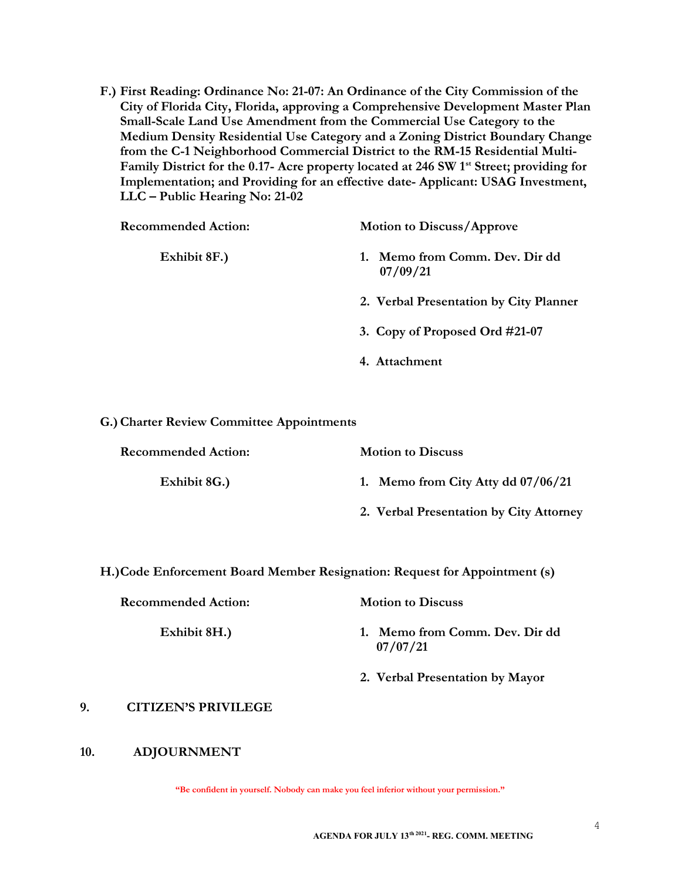**F.) First Reading: Ordinance No: 21-07: An Ordinance of the City Commission of the City of Florida City, Florida, approving a Comprehensive Development Master Plan Small-Scale Land Use Amendment from the Commercial Use Category to the Medium Density Residential Use Category and a Zoning District Boundary Change from the C-1 Neighborhood Commercial District to the RM-15 Residential Multi-Family District for the 0.17- Acre property located at 246 SW 1st Street; providing for Implementation; and Providing for an effective date- Applicant: USAG Investment, LLC – Public Hearing No: 21-02**

**Recommended Action:** **Motion to Discuss/Approve**

**Exhibit 8F.)**

1. **Memo from Comm. Dev. Dir dd 07/09/21**
2. **Verbal Presentation by City Planner**
3. **Copy of Proposed Ord #21-07**
4. **Attachment**

**G.) Charter Review Committee Appointments**

**Recommended Action:** **Motion to Discuss**

**Exhibit 8G.)**

1. **Memo from City Atty dd 07/06/21**
2. **Verbal Presentation by City Attorney**

**H.) Code Enforcement Board Member Resignation: Request for Appointment (s)**

**Recommended Action:** **Motion to Discuss**

**Exhibit 8H.)**

1. **Memo from Comm. Dev. Dir dd 07/07/21**
2. **Verbal Presentation by Mayor**

## 9. CITIZEN'S PRIVILEGE

## 10. ADJOURNMENT

**"Be confident in yourself. Nobody can make you feel inferior without your permission."**